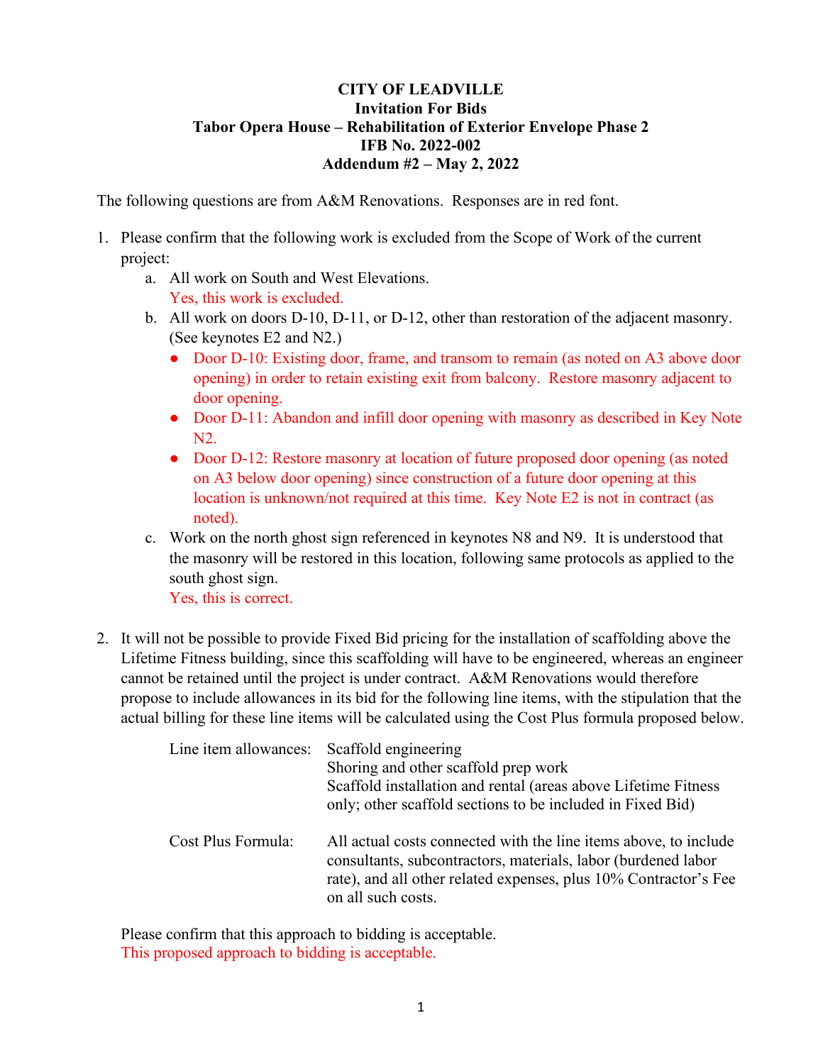# CITY OF LEADVILLE
## Invitation For Bids
## Tabor Opera House – Rehabilitation of Exterior Envelope Phase 2
## IFB No. 2022-002
## Addendum #2 – May 2, 2022

The following questions are from A&M Renovations. Responses are in red font.

1. Please confirm that the following work is excluded from the Scope of Work of the current project:
   a. All work on South and West Elevations.
      Yes, this work is excluded.
   b. All work on doors D-10, D-11, or D-12, other than restoration of the adjacent masonry. (See keynotes E2 and N2.)
      - Door D-10: Existing door, frame, and transom to remain (as noted on A3 above door opening) in order to retain existing exit from balcony. Restore masonry adjacent to door opening.
      - Door D-11: Abandon and infill door opening with masonry as described in Key Note N2.
      - Door D-12: Restore masonry at location of future proposed door opening (as noted on A3 below door opening) since construction of a future door opening at this location is unknown/not required at this time. Key Note E2 is not in contract (as noted).
   c. Work on the north ghost sign referenced in keynotes N8 and N9. It is understood that the masonry will be restored in this location, following same protocols as applied to the south ghost sign.
      Yes, this is correct.

2. It will not be possible to provide Fixed Bid pricing for the installation of scaffolding above the Lifetime Fitness building, since this scaffolding will have to be engineered, whereas an engineer cannot be retained until the project is under contract. A&M Renovations would therefore propose to include allowances in its bid for the following line items, with the stipulation that the actual billing for these line items will be calculated using the Cost Plus formula proposed below.

   Line item allowances:
   - Scaffold engineering
   - Shoring and other scaffold prep work
   - Scaffold installation and rental (areas above Lifetime Fitness only; other scaffold sections to be included in Fixed Bid)

   Cost Plus Formula: All actual costs connected with the line items above, to include consultants, subcontractors, materials, labor (burdened labor rate), and all other related expenses, plus 10% Contractor's Fee on all such costs.

   Please confirm that this approach to bidding is acceptable.
   This proposed approach to bidding is acceptable.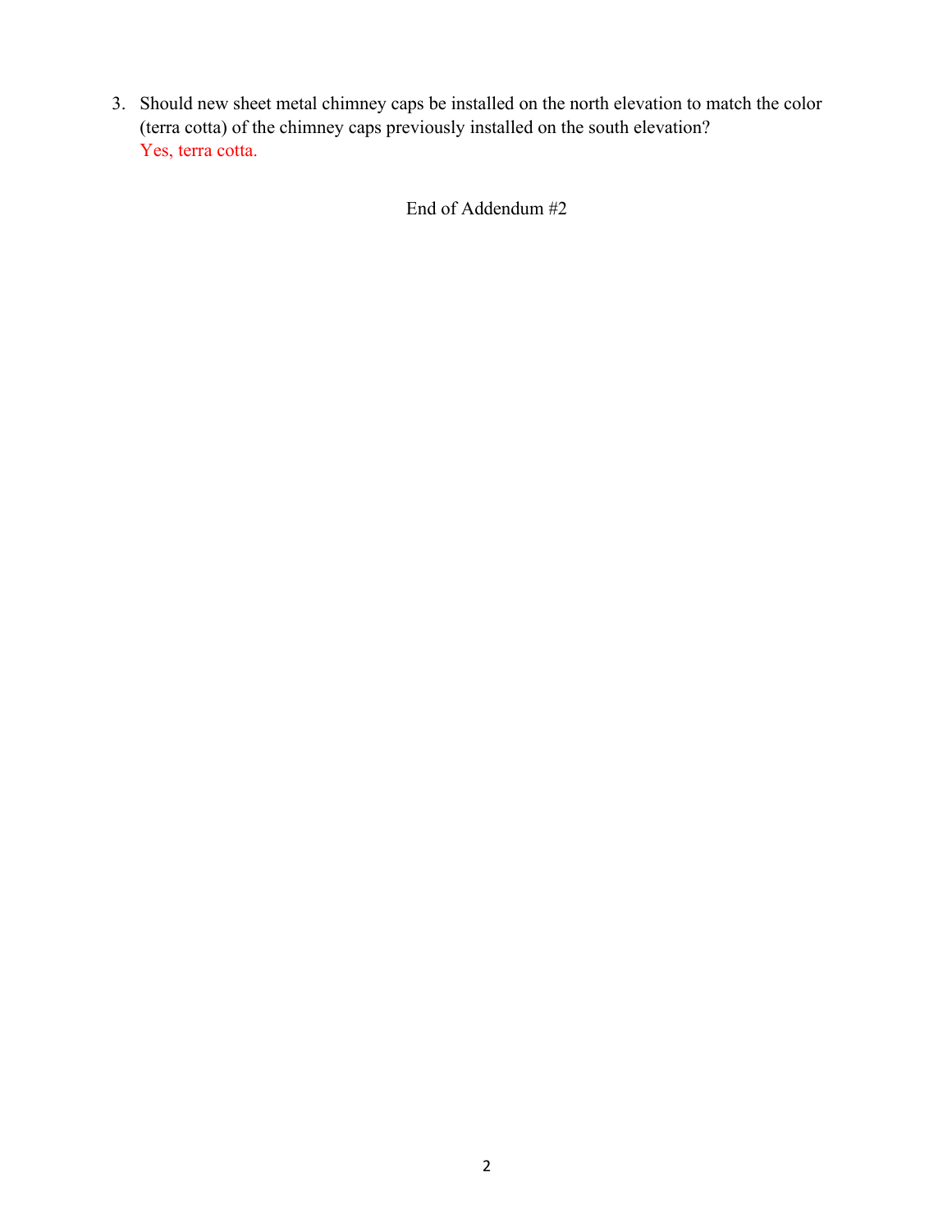3. Should new sheet metal chimney caps be installed on the north elevation to match the color (terra cotta) of the chimney caps previously installed on the south elevation?
   Yes, terra cotta.

End of Addendum #2